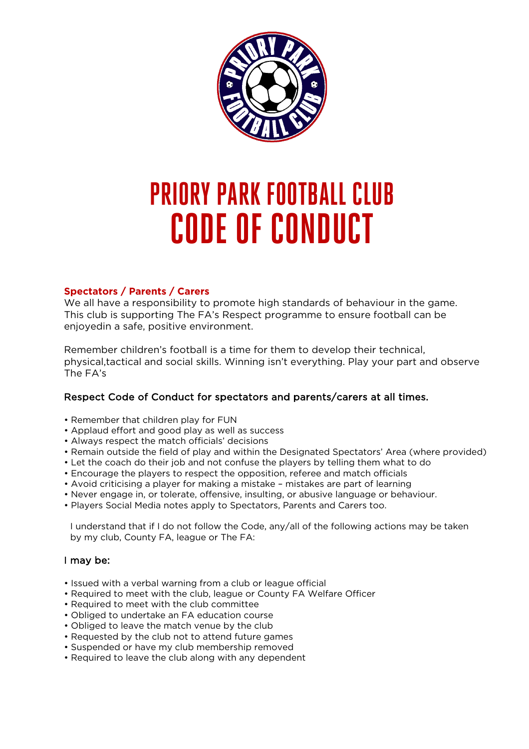# PRIORY PARK FOOTBALL CLUB
# CODE OF CONDUCT

**Spectators / Parents / Carers**

We all have a responsibility to promote high standards of behaviour in the game. This club is supporting The FA's Respect programme to ensure football can be enjoyedin a safe, positive environment.

Remember children's football is a time for them to develop their technical, physical,tactical and social skills. Winning isn't everything. Play your part and observe The FA's

### Respect Code of Conduct for spectators and parents/carers at all times.

- Remember that children play for FUN
- Applaud effort and good play as well as success
- Always respect the match officials' decisions
- Remain outside the field of play and within the Designated Spectators' Area (where provided)
- Let the coach do their job and not confuse the players by telling them what to do
- Encourage the players to respect the opposition, referee and match officials
- Avoid criticising a player for making a mistake – mistakes are part of learning
- Never engage in, or tolerate, offensive, insulting, or abusive language or behaviour.
- Players Social Media notes apply to Spectators, Parents and Carers too.

I understand that if I do not follow the Code, any/all of the following actions may be taken by my club, County FA, league or The FA:

### I may be:

- Issued with a verbal warning from a club or league official
- Required to meet with the club, league or County FA Welfare Officer
- Required to meet with the club committee
- Obliged to undertake an FA education course
- Obliged to leave the match venue by the club
- Requested by the club not to attend future games
- Suspended or have my club membership removed
- Required to leave the club along with any dependent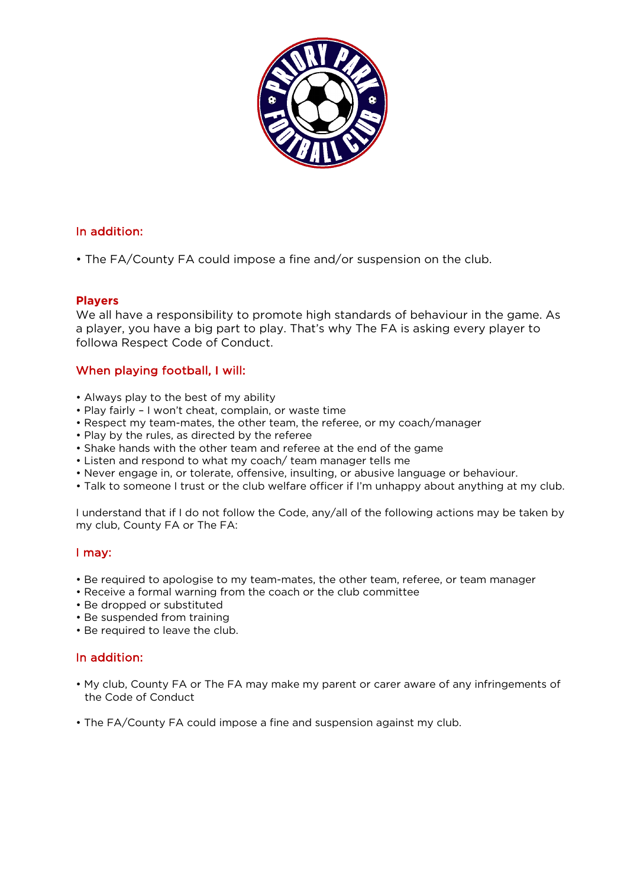## In addition:

- The FA/County FA could impose a fine and/or suspension on the club.

## Players

We all have a responsibility to promote high standards of behaviour in the game. As a player, you have a big part to play. That's why The FA is asking every player to followa Respect Code of Conduct.

## When playing football, I will:

- Always play to the best of my ability
- Play fairly – I won't cheat, complain, or waste time
- Respect my team-mates, the other team, the referee, or my coach/manager
- Play by the rules, as directed by the referee
- Shake hands with the other team and referee at the end of the game
- Listen and respond to what my coach/ team manager tells me
- Never engage in, or tolerate, offensive, insulting, or abusive language or behaviour.
- Talk to someone I trust or the club welfare officer if I'm unhappy about anything at my club.

I understand that if I do not follow the Code, any/all of the following actions may be taken by my club, County FA or The FA:

## I may:

- Be required to apologise to my team-mates, the other team, referee, or team manager
- Receive a formal warning from the coach or the club committee
- Be dropped or substituted
- Be suspended from training
- Be required to leave the club.

## In addition:

- My club, County FA or The FA may make my parent or carer aware of any infringements of the Code of Conduct
- The FA/County FA could impose a fine and suspension against my club.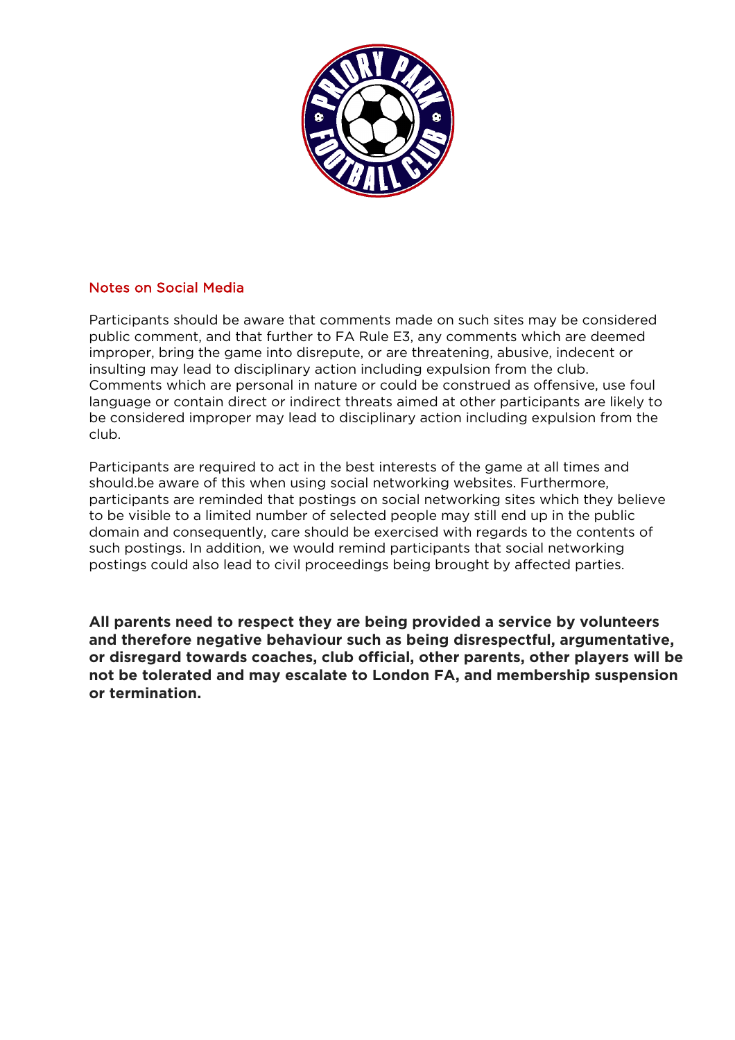## Notes on Social Media

Participants should be aware that comments made on such sites may be considered public comment, and that further to FA Rule E3, any comments which are deemed improper, bring the game into disrepute, or are threatening, abusive, indecent or insulting may lead to disciplinary action including expulsion from the club. Comments which are personal in nature or could be construed as offensive, use foul language or contain direct or indirect threats aimed at other participants are likely to be considered improper may lead to disciplinary action including expulsion from the club.

Participants are required to act in the best interests of the game at all times and should.be aware of this when using social networking websites. Furthermore, participants are reminded that postings on social networking sites which they believe to be visible to a limited number of selected people may still end up in the public domain and consequently, care should be exercised with regards to the contents of such postings. In addition, we would remind participants that social networking postings could also lead to civil proceedings being brought by affected parties.

**All parents need to respect they are being provided a service by volunteers and therefore negative behaviour such as being disrespectful, argumentative, or disregard towards coaches, club official, other parents, other players will be not be tolerated and may escalate to London FA, and membership suspension or termination.**